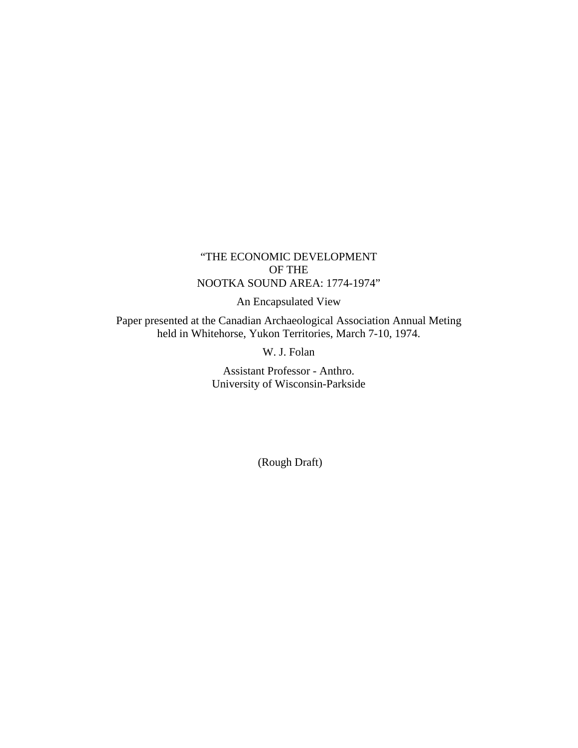# "THE ECONOMIC DEVELOPMENT OF THE NOOTKA SOUND AREA: 1774-1974"

An Encapsulated View

Paper presented at the Canadian Archaeological Association Annual Meting held in Whitehorse, Yukon Territories, March 7-10, 1974.

W. J. Folan

Assistant Professor - Anthro.
University of Wisconsin-Parkside

(Rough Draft)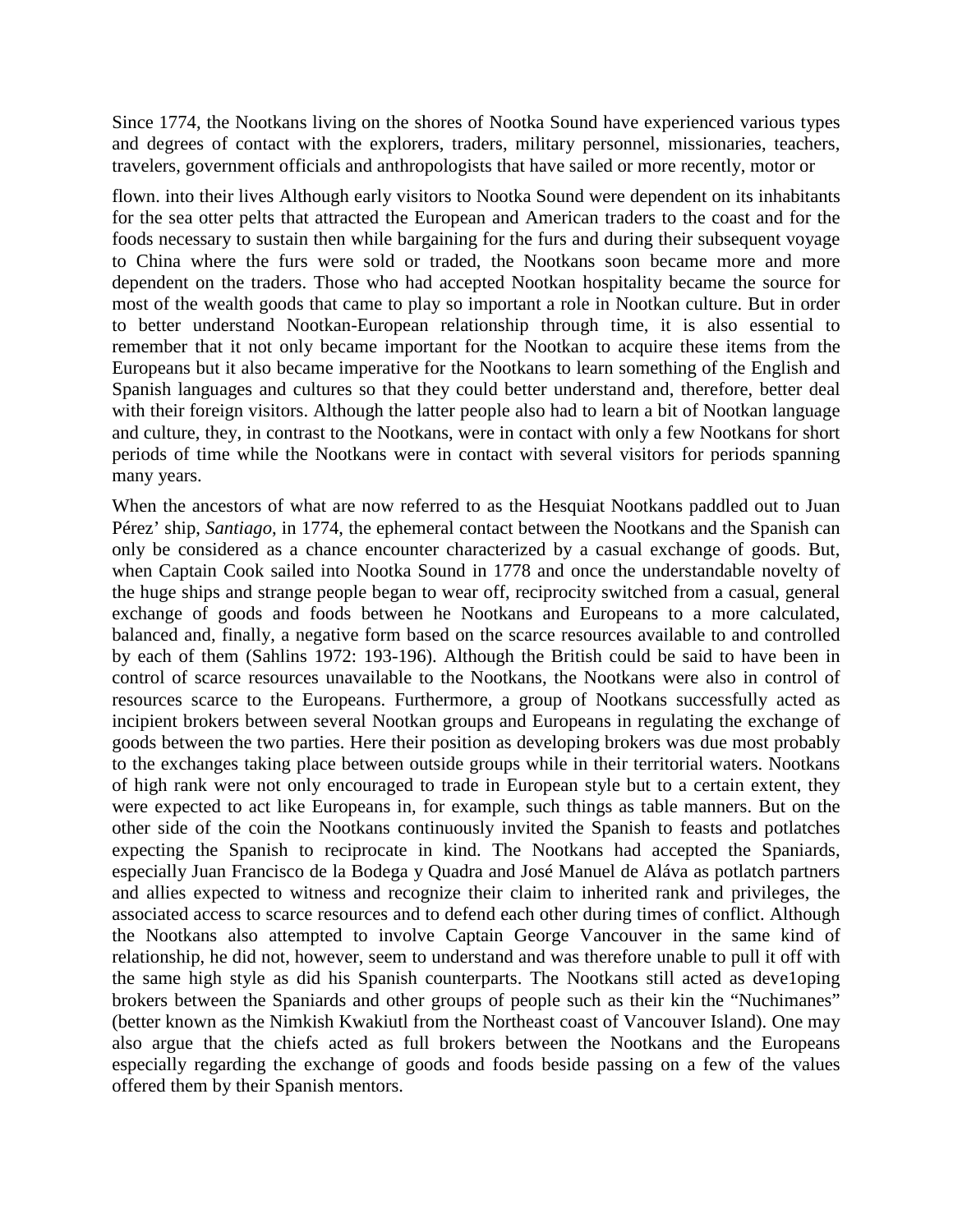Since 1774, the Nootkans living on the shores of Nootka Sound have experienced various types and degrees of contact with the explorers, traders, military personnel, missionaries, teachers, travelers, government officials and anthropologists that have sailed or more recently, motor or

flown. into their lives Although early visitors to Nootka Sound were dependent on its inhabitants for the sea otter pelts that attracted the European and American traders to the coast and for the foods necessary to sustain then while bargaining for the furs and during their subsequent voyage to China where the furs were sold or traded, the Nootkans soon became more and more dependent on the traders. Those who had accepted Nootkan hospitality became the source for most of the wealth goods that came to play so important a role in Nootkan culture. But in order to better understand Nootkan-European relationship through time, it is also essential to remember that it not only became important for the Nootkan to acquire these items from the Europeans but it also became imperative for the Nootkans to learn something of the English and Spanish languages and cultures so that they could better understand and, therefore, better deal with their foreign visitors. Although the latter people also had to learn a bit of Nootkan language and culture, they, in contrast to the Nootkans, were in contact with only a few Nootkans for short periods of time while the Nootkans were in contact with several visitors for periods spanning many years.

When the ancestors of what are now referred to as the Hesquiat Nootkans paddled out to Juan Pérez' ship, *Santiago*, in 1774, the ephemeral contact between the Nootkans and the Spanish can only be considered as a chance encounter characterized by a casual exchange of goods. But, when Captain Cook sailed into Nootka Sound in 1778 and once the understandable novelty of the huge ships and strange people began to wear off, reciprocity switched from a casual, general exchange of goods and foods between he Nootkans and Europeans to a more calculated, balanced and, finally, a negative form based on the scarce resources available to and controlled by each of them (Sahlins 1972: 193-196). Although the British could be said to have been in control of scarce resources unavailable to the Nootkans, the Nootkans were also in control of resources scarce to the Europeans. Furthermore, a group of Nootkans successfully acted as incipient brokers between several Nootkan groups and Europeans in regulating the exchange of goods between the two parties. Here their position as developing brokers was due most probably to the exchanges taking place between outside groups while in their territorial waters. Nootkans of high rank were not only encouraged to trade in European style but to a certain extent, they were expected to act like Europeans in, for example, such things as table manners. But on the other side of the coin the Nootkans continuously invited the Spanish to feasts and potlatches expecting the Spanish to reciprocate in kind. The Nootkans had accepted the Spaniards, especially Juan Francisco de la Bodega y Quadra and José Manuel de Aláva as potlatch partners and allies expected to witness and recognize their claim to inherited rank and privileges, the associated access to scarce resources and to defend each other during times of conflict. Although the Nootkans also attempted to involve Captain George Vancouver in the same kind of relationship, he did not, however, seem to understand and was therefore unable to pull it off with the same high style as did his Spanish counterparts. The Nootkans still acted as deve1oping brokers between the Spaniards and other groups of people such as their kin the "Nuchimanes" (better known as the Nimkish Kwakiutl from the Northeast coast of Vancouver Island). One may also argue that the chiefs acted as full brokers between the Nootkans and the Europeans especially regarding the exchange of goods and foods beside passing on a few of the values offered them by their Spanish mentors.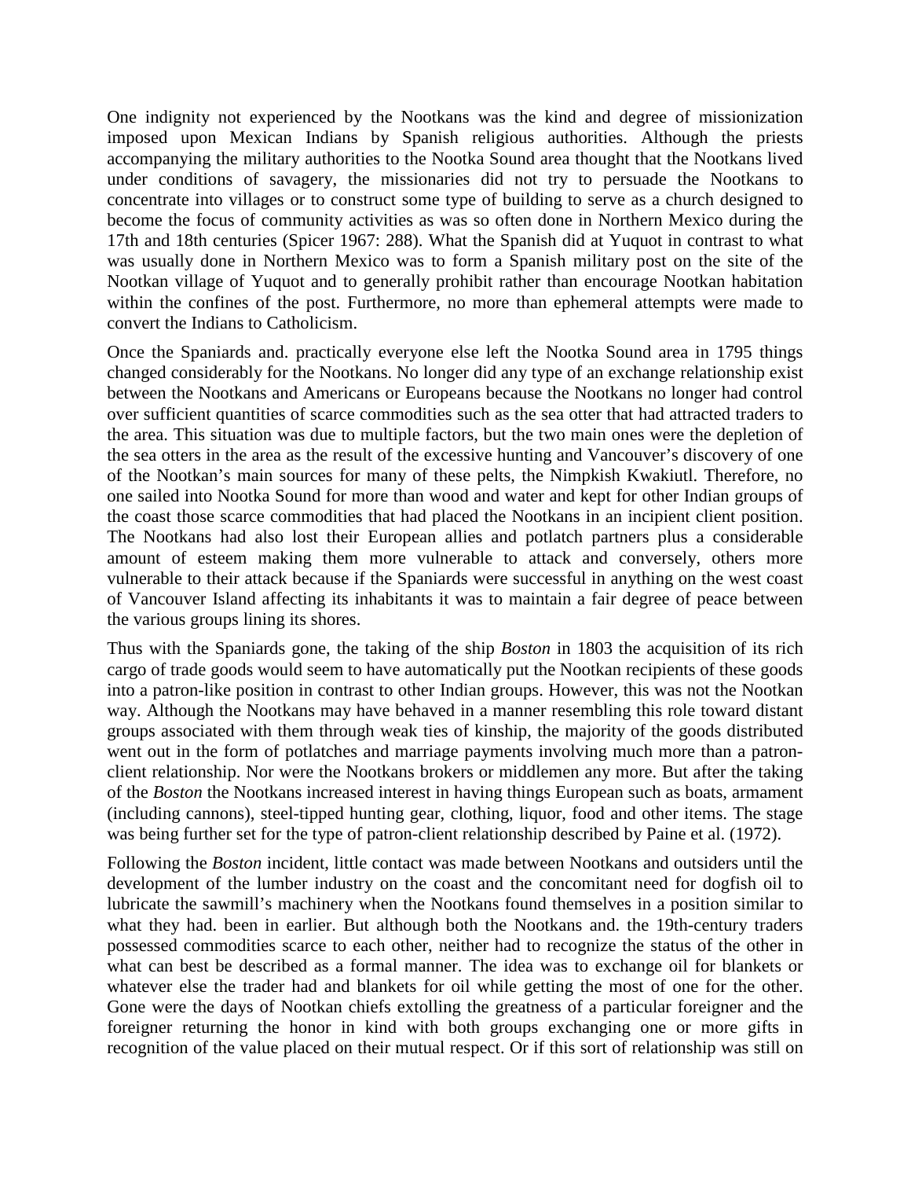One indignity not experienced by the Nootkans was the kind and degree of missionization imposed upon Mexican Indians by Spanish religious authorities. Although the priests accompanying the military authorities to the Nootka Sound area thought that the Nootkans lived under conditions of savagery, the missionaries did not try to persuade the Nootkans to concentrate into villages or to construct some type of building to serve as a church designed to become the focus of community activities as was so often done in Northern Mexico during the 17th and 18th centuries (Spicer 1967: 288). What the Spanish did at Yuquot in contrast to what was usually done in Northern Mexico was to form a Spanish military post on the site of the Nootkan village of Yuquot and to generally prohibit rather than encourage Nootkan habitation within the confines of the post. Furthermore, no more than ephemeral attempts were made to convert the Indians to Catholicism.

Once the Spaniards and. practically everyone else left the Nootka Sound area in 1795 things changed considerably for the Nootkans. No longer did any type of an exchange relationship exist between the Nootkans and Americans or Europeans because the Nootkans no longer had control over sufficient quantities of scarce commodities such as the sea otter that had attracted traders to the area. This situation was due to multiple factors, but the two main ones were the depletion of the sea otters in the area as the result of the excessive hunting and Vancouver's discovery of one of the Nootkan's main sources for many of these pelts, the Nimpkish Kwakiutl. Therefore, no one sailed into Nootka Sound for more than wood and water and kept for other Indian groups of the coast those scarce commodities that had placed the Nootkans in an incipient client position. The Nootkans had also lost their European allies and potlatch partners plus a considerable amount of esteem making them more vulnerable to attack and conversely, others more vulnerable to their attack because if the Spaniards were successful in anything on the west coast of Vancouver Island affecting its inhabitants it was to maintain a fair degree of peace between the various groups lining its shores.

Thus with the Spaniards gone, the taking of the ship *Boston* in 1803 the acquisition of its rich cargo of trade goods would seem to have automatically put the Nootkan recipients of these goods into a patron-like position in contrast to other Indian groups. However, this was not the Nootkan way. Although the Nootkans may have behaved in a manner resembling this role toward distant groups associated with them through weak ties of kinship, the majority of the goods distributed went out in the form of potlatches and marriage payments involving much more than a patron-client relationship. Nor were the Nootkans brokers or middlemen any more. But after the taking of the *Boston* the Nootkans increased interest in having things European such as boats, armament (including cannons), steel-tipped hunting gear, clothing, liquor, food and other items. The stage was being further set for the type of patron-client relationship described by Paine et al. (1972).

Following the *Boston* incident, little contact was made between Nootkans and outsiders until the development of the lumber industry on the coast and the concomitant need for dogfish oil to lubricate the sawmill's machinery when the Nootkans found themselves in a position similar to what they had. been in earlier. But although both the Nootkans and. the 19th-century traders possessed commodities scarce to each other, neither had to recognize the status of the other in what can best be described as a formal manner. The idea was to exchange oil for blankets or whatever else the trader had and blankets for oil while getting the most of one for the other. Gone were the days of Nootkan chiefs extolling the greatness of a particular foreigner and the foreigner returning the honor in kind with both groups exchanging one or more gifts in recognition of the value placed on their mutual respect. Or if this sort of relationship was still on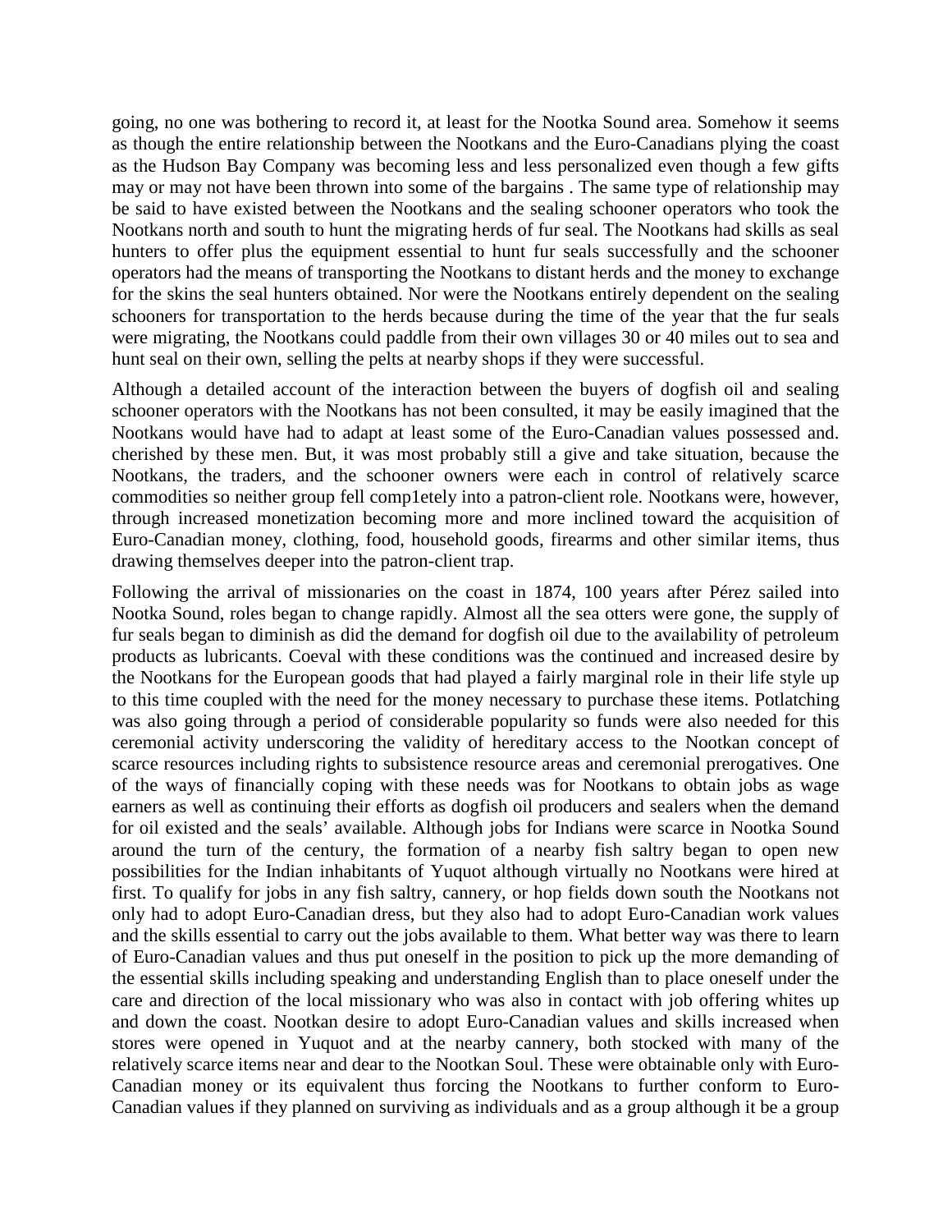going, no one was bothering to record it, at least for the Nootka Sound area. Somehow it seems as though the entire relationship between the Nootkans and the Euro-Canadians plying the coast as the Hudson Bay Company was becoming less and less personalized even though a few gifts may or may not have been thrown into some of the bargains . The same type of relationship may be said to have existed between the Nootkans and the sealing schooner operators who took the Nootkans north and south to hunt the migrating herds of fur seal. The Nootkans had skills as seal hunters to offer plus the equipment essential to hunt fur seals successfully and the schooner operators had the means of transporting the Nootkans to distant herds and the money to exchange for the skins the seal hunters obtained. Nor were the Nootkans entirely dependent on the sealing schooners for transportation to the herds because during the time of the year that the fur seals were migrating, the Nootkans could paddle from their own villages 30 or 40 miles out to sea and hunt seal on their own, selling the pelts at nearby shops if they were successful.

Although a detailed account of the interaction between the buyers of dogfish oil and sealing schooner operators with the Nootkans has not been consulted, it may be easily imagined that the Nootkans would have had to adapt at least some of the Euro-Canadian values possessed and. cherished by these men. But, it was most probably still a give and take situation, because the Nootkans, the traders, and the schooner owners were each in control of relatively scarce commodities so neither group fell comp1etely into a patron-client role. Nootkans were, however, through increased monetization becoming more and more inclined toward the acquisition of Euro-Canadian money, clothing, food, household goods, firearms and other similar items, thus drawing themselves deeper into the patron-client trap.

Following the arrival of missionaries on the coast in 1874, 100 years after Pérez sailed into Nootka Sound, roles began to change rapidly. Almost all the sea otters were gone, the supply of fur seals began to diminish as did the demand for dogfish oil due to the availability of petroleum products as lubricants. Coeval with these conditions was the continued and increased desire by the Nootkans for the European goods that had played a fairly marginal role in their life style up to this time coupled with the need for the money necessary to purchase these items. Potlatching was also going through a period of considerable popularity so funds were also needed for this ceremonial activity underscoring the validity of hereditary access to the Nootkan concept of scarce resources including rights to subsistence resource areas and ceremonial prerogatives. One of the ways of financially coping with these needs was for Nootkans to obtain jobs as wage earners as well as continuing their efforts as dogfish oil producers and sealers when the demand for oil existed and the seals' available. Although jobs for Indians were scarce in Nootka Sound around the turn of the century, the formation of a nearby fish saltry began to open new possibilities for the Indian inhabitants of Yuquot although virtually no Nootkans were hired at first. To qualify for jobs in any fish saltry, cannery, or hop fields down south the Nootkans not only had to adopt Euro-Canadian dress, but they also had to adopt Euro-Canadian work values and the skills essential to carry out the jobs available to them. What better way was there to learn of Euro-Canadian values and thus put oneself in the position to pick up the more demanding of the essential skills including speaking and understanding English than to place oneself under the care and direction of the local missionary who was also in contact with job offering whites up and down the coast. Nootkan desire to adopt Euro-Canadian values and skills increased when stores were opened in Yuquot and at the nearby cannery, both stocked with many of the relatively scarce items near and dear to the Nootkan Soul. These were obtainable only with Euro-Canadian money or its equivalent thus forcing the Nootkans to further conform to Euro-Canadian values if they planned on surviving as individuals and as a group although it be a group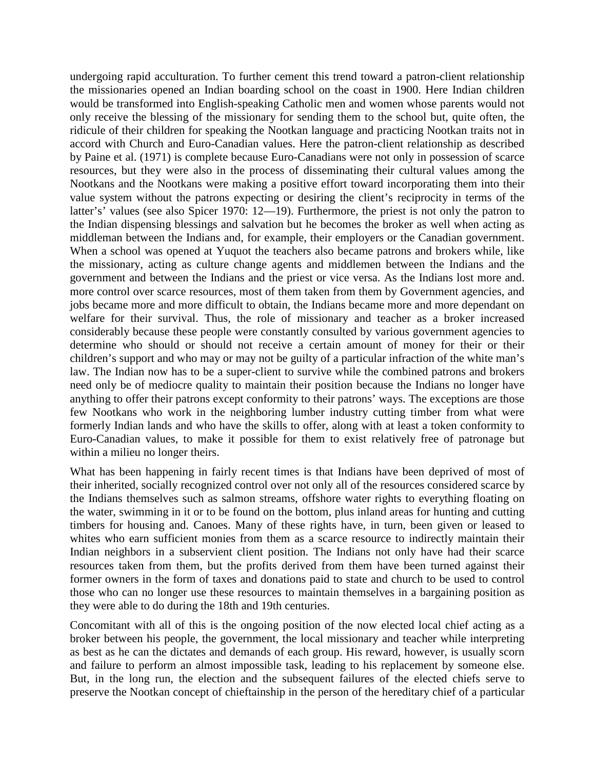undergoing rapid acculturation. To further cement this trend toward a patron-client relationship the missionaries opened an Indian boarding school on the coast in 1900. Here Indian children would be transformed into English-speaking Catholic men and women whose parents would not only receive the blessing of the missionary for sending them to the school but, quite often, the ridicule of their children for speaking the Nootkan language and practicing Nootkan traits not in accord with Church and Euro-Canadian values. Here the patron-client relationship as described by Paine et al. (1971) is complete because Euro-Canadians were not only in possession of scarce resources, but they were also in the process of disseminating their cultural values among the Nootkans and the Nootkans were making a positive effort toward incorporating them into their value system without the patrons expecting or desiring the client's reciprocity in terms of the latter's' values (see also Spicer 1970: 12—19). Furthermore, the priest is not only the patron to the Indian dispensing blessings and salvation but he becomes the broker as well when acting as middleman between the Indians and, for example, their employers or the Canadian government. When a school was opened at Yuquot the teachers also became patrons and brokers while, like the missionary, acting as culture change agents and middlemen between the Indians and the government and between the Indians and the priest or vice versa. As the Indians lost more and. more control over scarce resources, most of them taken from them by Government agencies, and jobs became more and more difficult to obtain, the Indians became more and more dependant on welfare for their survival. Thus, the role of missionary and teacher as a broker increased considerably because these people were constantly consulted by various government agencies to determine who should or should not receive a certain amount of money for their or their children's support and who may or may not be guilty of a particular infraction of the white man's law. The Indian now has to be a super-client to survive while the combined patrons and brokers need only be of mediocre quality to maintain their position because the Indians no longer have anything to offer their patrons except conformity to their patrons' ways. The exceptions are those few Nootkans who work in the neighboring lumber industry cutting timber from what were formerly Indian lands and who have the skills to offer, along with at least a token conformity to Euro-Canadian values, to make it possible for them to exist relatively free of patronage but within a milieu no longer theirs.

What has been happening in fairly recent times is that Indians have been deprived of most of their inherited, socially recognized control over not only all of the resources considered scarce by the Indians themselves such as salmon streams, offshore water rights to everything floating on the water, swimming in it or to be found on the bottom, plus inland areas for hunting and cutting timbers for housing and. Canoes. Many of these rights have, in turn, been given or leased to whites who earn sufficient monies from them as a scarce resource to indirectly maintain their Indian neighbors in a subservient client position. The Indians not only have had their scarce resources taken from them, but the profits derived from them have been turned against their former owners in the form of taxes and donations paid to state and church to be used to control those who can no longer use these resources to maintain themselves in a bargaining position as they were able to do during the 18th and 19th centuries.

Concomitant with all of this is the ongoing position of the now elected local chief acting as a broker between his people, the government, the local missionary and teacher while interpreting as best as he can the dictates and demands of each group. His reward, however, is usually scorn and failure to perform an almost impossible task, leading to his replacement by someone else. But, in the long run, the election and the subsequent failures of the elected chiefs serve to preserve the Nootkan concept of chieftainship in the person of the hereditary chief of a particular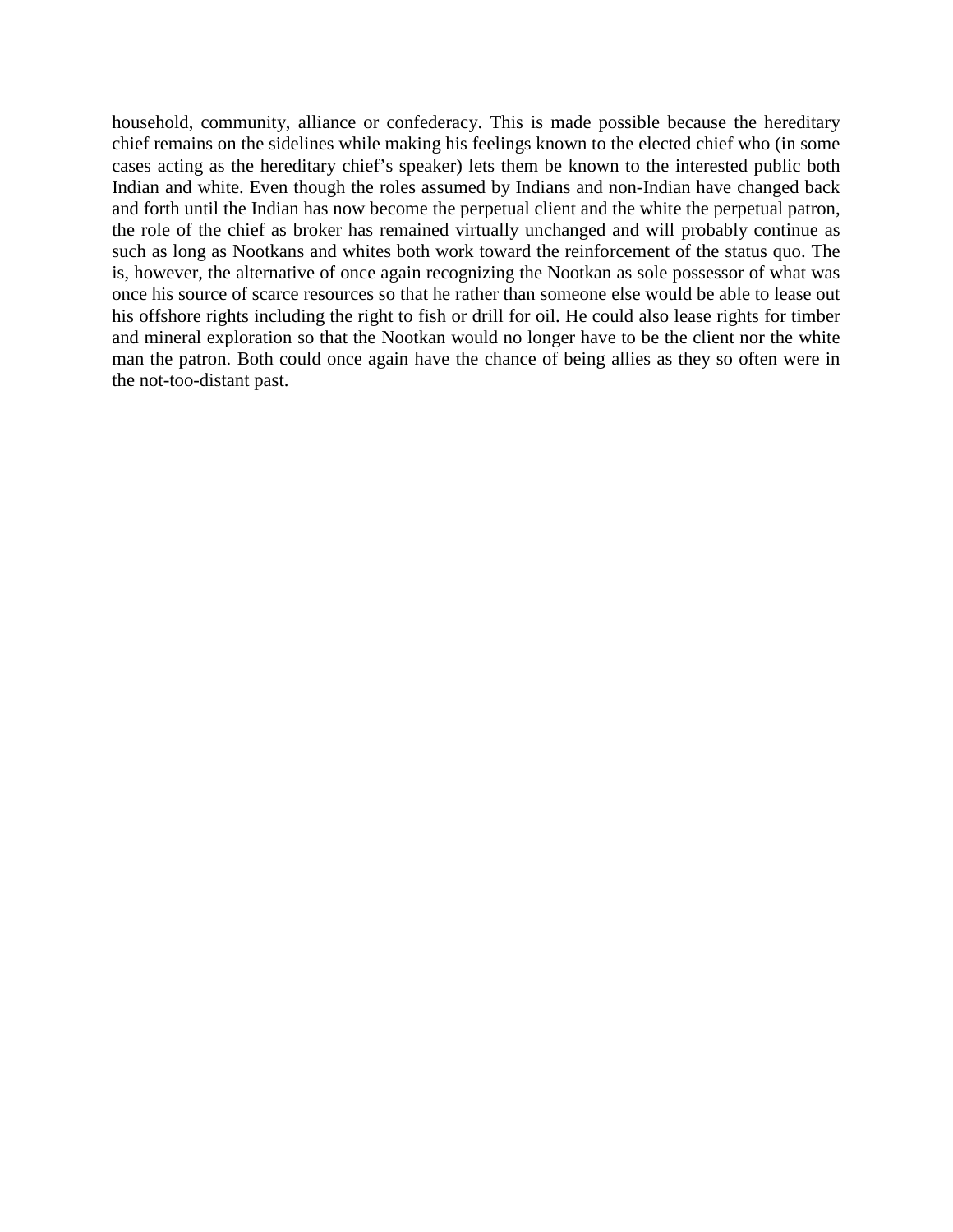household, community, alliance or confederacy. This is made possible because the hereditary chief remains on the sidelines while making his feelings known to the elected chief who (in some cases acting as the hereditary chief's speaker) lets them be known to the interested public both Indian and white. Even though the roles assumed by Indians and non-Indian have changed back and forth until the Indian has now become the perpetual client and the white the perpetual patron, the role of the chief as broker has remained virtually unchanged and will probably continue as such as long as Nootkans and whites both work toward the reinforcement of the status quo. The is, however, the alternative of once again recognizing the Nootkan as sole possessor of what was once his source of scarce resources so that he rather than someone else would be able to lease out his offshore rights including the right to fish or drill for oil. He could also lease rights for timber and mineral exploration so that the Nootkan would no longer have to be the client nor the white man the patron. Both could once again have the chance of being allies as they so often were in the not-too-distant past.